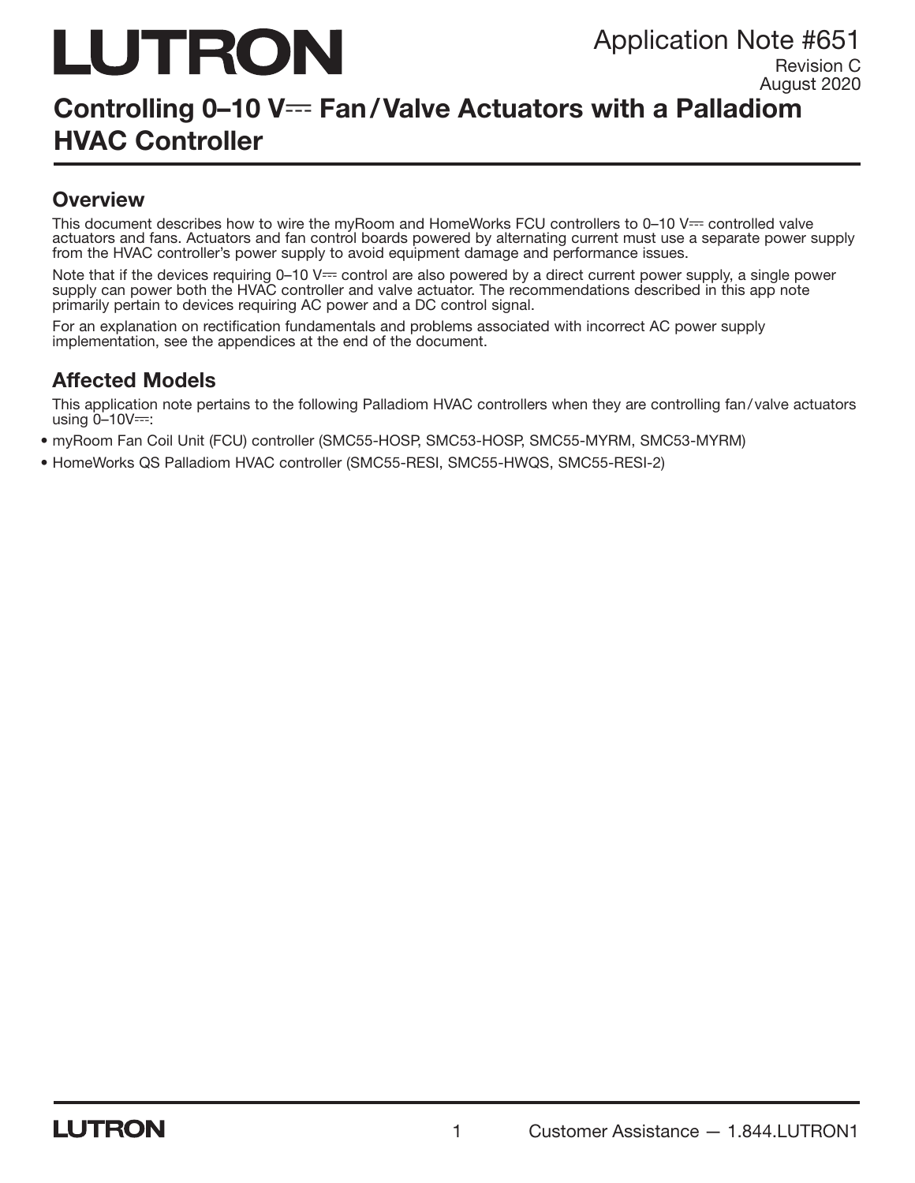# LUTRON

Application Note #651
Revision C
August 2020

## Controlling 0–10 V⎓ Fan/Valve Actuators with a Palladiom HVAC Controller

### Overview

This document describes how to wire the myRoom and HomeWorks FCU controllers to 0–10 V⎓ controlled valve actuators and fans. Actuators and fan control boards powered by alternating current must use a separate power supply from the HVAC controller's power supply to avoid equipment damage and performance issues.

Note that if the devices requiring 0–10 V⎓ control are also powered by a direct current power supply, a single power supply can power both the HVAC controller and valve actuator. The recommendations described in this app note primarily pertain to devices requiring AC power and a DC control signal.

For an explanation on rectification fundamentals and problems associated with incorrect AC power supply implementation, see the appendices at the end of the document.

### Affected Models

This application note pertains to the following Palladiom HVAC controllers when they are controlling fan/valve actuators using 0–10V⎓:

- myRoom Fan Coil Unit (FCU) controller (SMC55-HOSP, SMC53-HOSP, SMC55-MYRM, SMC53-MYRM)
- HomeWorks QS Palladiom HVAC controller (SMC55-RESI, SMC55-HWQS, SMC55-RESI-2)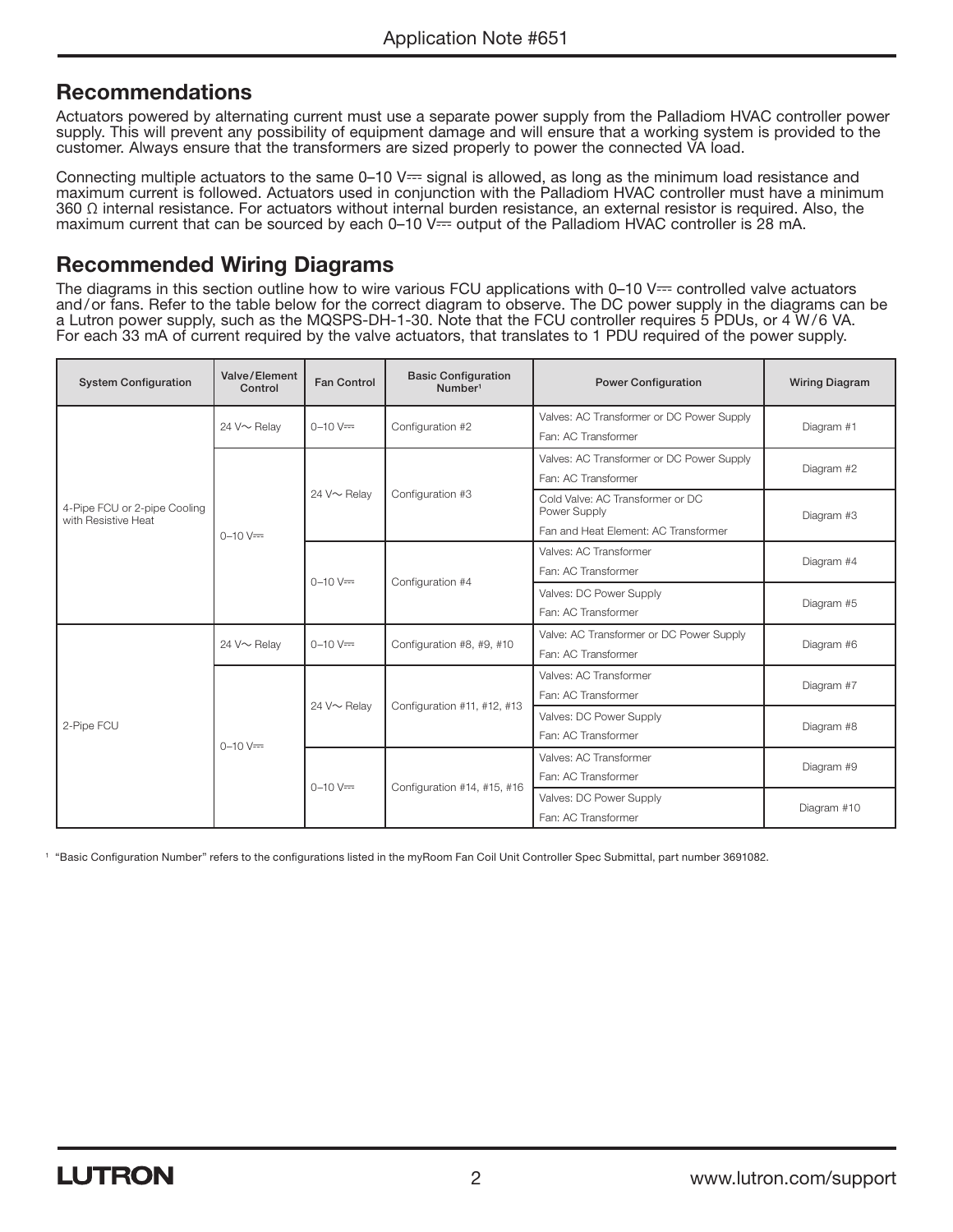## Recommendations

Actuators powered by alternating current must use a separate power supply from the Palladiom HVAC controller power supply. This will prevent any possibility of equipment damage and will ensure that a working system is provided to the customer. Always ensure that the transformers are sized properly to power the connected VA load.

Connecting multiple actuators to the same 0–10 V⎓ signal is allowed, as long as the minimum load resistance and maximum current is followed. Actuators used in conjunction with the Palladiom HVAC controller must have a minimum 360 Ω internal resistance. For actuators without internal burden resistance, an external resistor is required. Also, the maximum current that can be sourced by each 0–10 V⎓ output of the Palladiom HVAC controller is 28 mA.

## Recommended Wiring Diagrams

The diagrams in this section outline how to wire various FCU applications with 0–10 V⎓ controlled valve actuators and/or fans. Refer to the table below for the correct diagram to observe. The DC power supply in the diagrams can be a Lutron power supply, such as the MQSPS-DH-1-30. Note that the FCU controller requires 5 PDUs, or 4 W/6 VA. For each 33 mA of current required by the valve actuators, that translates to 1 PDU required of the power supply.

| System Configuration | Valve/Element Control | Fan Control | Basic Configuration Number[1] | Power Configuration | Wiring Diagram |
|---|---|---|---|---|---|
| 4-Pipe FCU or 2-pipe Cooling with Resistive Heat | 24 V~ Relay | 0–10 V⎓ | Configuration #2 | Valves: AC Transformer or DC Power Supply<br>Fan: AC Transformer | Diagram #1 |
| | 0–10 V⎓ | 24 V~ Relay | Configuration #3 | Valves: AC Transformer or DC Power Supply<br>Fan: AC Transformer | Diagram #2 |
| | | | | Cold Valve: AC Transformer or DC Power Supply<br>Fan and Heat Element: AC Transformer | Diagram #3 |
| | | 0–10 V⎓ | Configuration #4 | Valves: AC Transformer<br>Fan: AC Transformer | Diagram #4 |
| | | | | Valves: DC Power Supply<br>Fan: AC Transformer | Diagram #5 |
| 2-Pipe FCU | 24 V~ Relay | 0–10 V⎓ | Configuration #8, #9, #10 | Valve: AC Transformer or DC Power Supply<br>Fan: AC Transformer | Diagram #6 |
| | 0–10 V⎓ | 24 V~ Relay | Configuration #11, #12, #13 | Valves: AC Transformer<br>Fan: AC Transformer | Diagram #7 |
| | | | | Valves: DC Power Supply<br>Fan: AC Transformer | Diagram #8 |
| | | 0–10 V⎓ | Configuration #14, #15, #16 | Valves: AC Transformer<br>Fan: AC Transformer | Diagram #9 |
| | | | | Valves: DC Power Supply<br>Fan: AC Transformer | Diagram #10 |

[1] "Basic Configuration Number" refers to the configurations listed in the myRoom Fan Coil Unit Controller Spec Submittal, part number 3691082.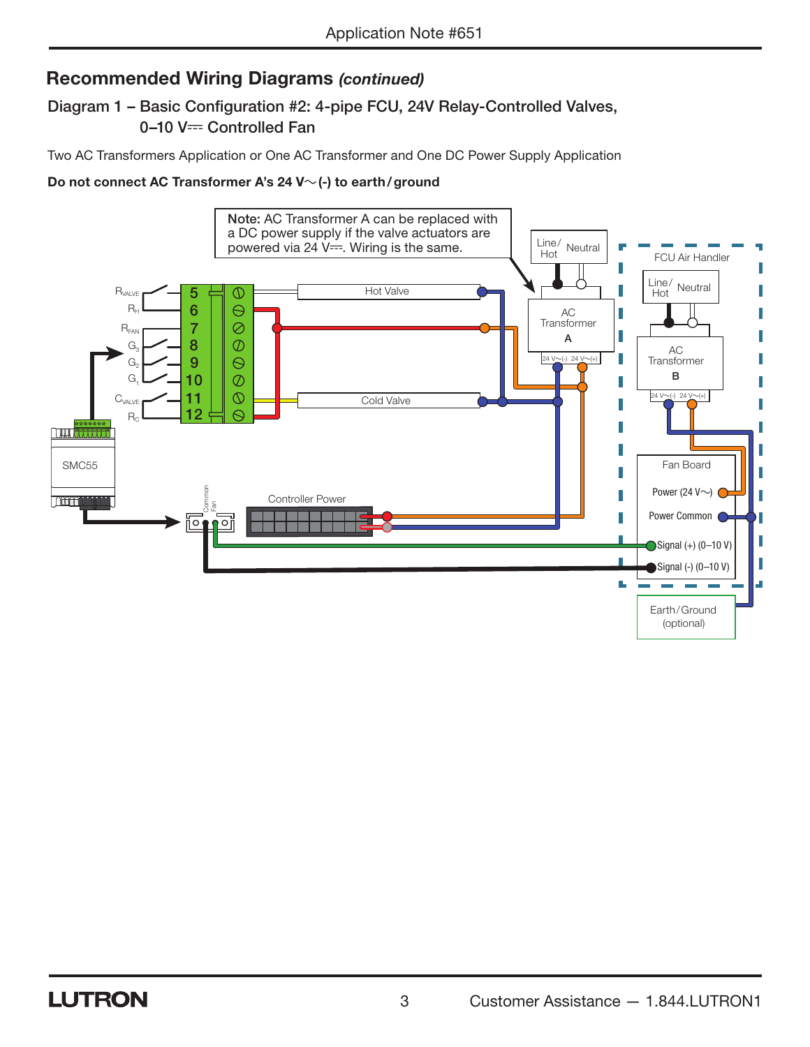## Recommended Wiring Diagrams *(continued)*

### Diagram 1 – Basic Configuration #2: 4-pipe FCU, 24V Relay-Controlled Valves, 0–10 V⎓ Controlled Fan

Two AC Transformers Application or One AC Transformer and One DC Power Supply Application

**Do not connect AC Transformer A's 24 V~ (-) to earth/ground**

**Note:** AC Transformer A can be replaced with a DC power supply if the valve actuators are powered via 24 V⎓. Wiring is the same.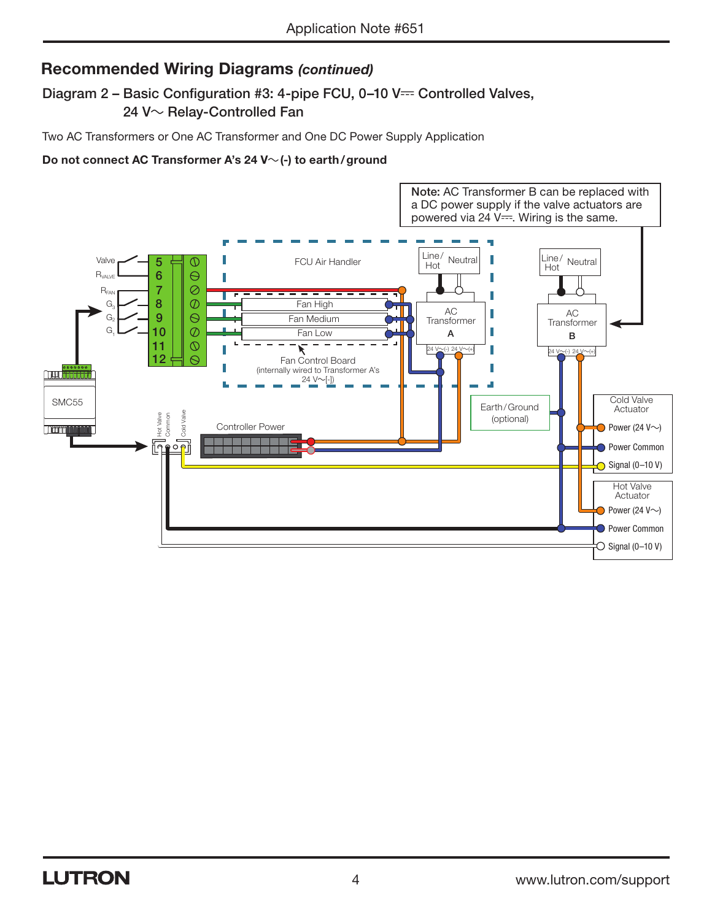## Recommended Wiring Diagrams *(continued)*

### Diagram 2 – Basic Configuration #3: 4-pipe FCU, 0–10 V⎓ Controlled Valves, 24 V~ Relay-Controlled Fan

Two AC Transformers or One AC Transformer and One DC Power Supply Application

**Do not connect AC Transformer A's 24 V~(-) to earth/ground**

**Note:** AC Transformer B can be replaced with a DC power supply if the valve actuators are powered via 24 V⎓. Wiring is the same.

Valve
$R_{VALVE}$
$R_{FAN}$
$G_3$
$G_2$
$G_1$

5
6
7
8
9
10
11
12

FCU Air Handler

Fan High
Fan Medium
Fan Low

Fan Control Board
(internally wired to Transformer A's 24 V~(-))

Line/Hot
Neutral

AC Transformer **A**
24 V~(-) 24 V~(+)

Line/Hot
Neutral

AC Transformer **B**
24 V~(-) 24 V~(+)

SMC55

Hot Valve
Common
Cold Valve

Controller Power

Earth/Ground (optional)

Cold Valve Actuator
- Power (24 V~)
- Power Common
- Signal (0–10 V)

Hot Valve Actuator
- Power (24 V~)
- Power Common
- Signal (0–10 V)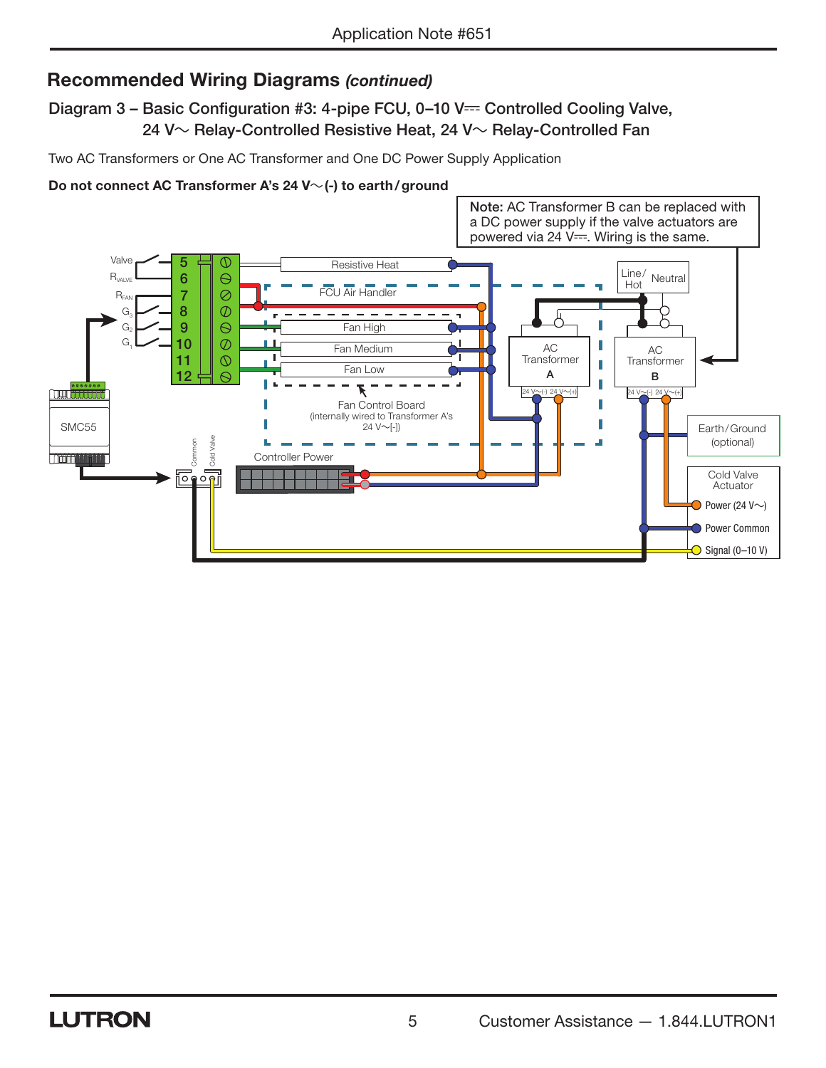## Recommended Wiring Diagrams *(continued)*

### Diagram 3 – Basic Configuration #3: 4-pipe FCU, 0–10 V⎓ Controlled Cooling Valve, 24 V~ Relay-Controlled Resistive Heat, 24 V~ Relay-Controlled Fan

Two AC Transformers or One AC Transformer and One DC Power Supply Application

**Do not connect AC Transformer A's 24 V~(-) to earth/ground**

**Note:** AC Transformer B can be replaced with a DC power supply if the valve actuators are powered via 24 V⎓. Wiring is the same.

Valve
$R_{VALVE}$
$R_{FAN}$
$G_3$
$G_2$
$G_1$
5
6
7
8
9
10
11
12
Resistive Heat
FCU Air Handler
Fan High
Fan Medium
Fan Low
Fan Control Board
(internally wired to Transformer A's 24 V~[-])
SMC55
Common
Cold Valve
Controller Power
Line/Hot
Neutral
AC Transformer A
24 V~(-) 24 V~(+)
AC Transformer B
24 V~(-) 24 V~(+)
Earth/Ground (optional)
Cold Valve Actuator
Power (24 V~)
Power Common
Signal (0–10 V)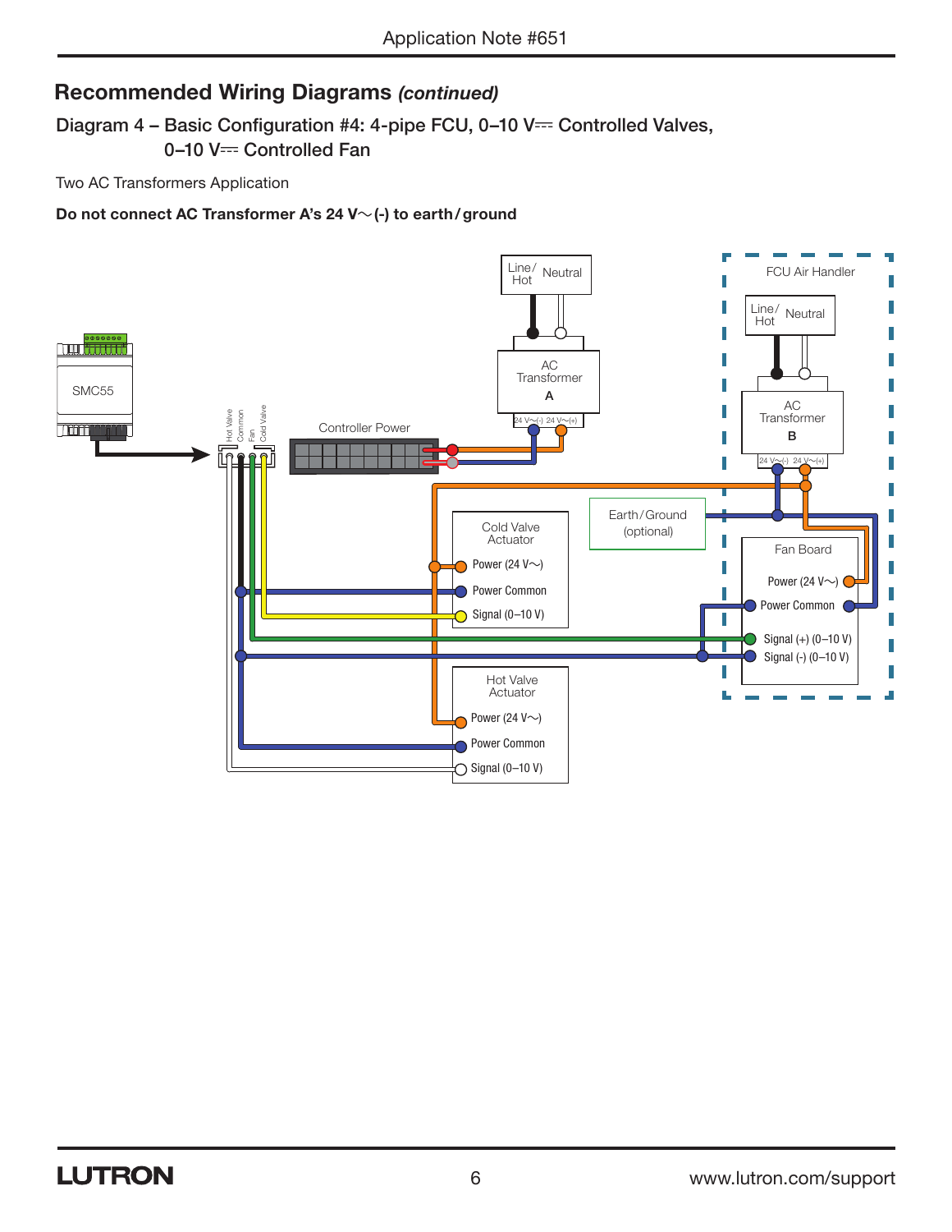## Recommended Wiring Diagrams *(continued)*

### Diagram 4 – Basic Configuration #4: 4-pipe FCU, 0–10 V⎓ Controlled Valves, 0–10 V⎓ Controlled Fan

Two AC Transformers Application

**Do not connect AC Transformer A's 24 V~(-) to earth/ground**

SMC55

Hot Valve
Common
Fan
Cold Valve

Controller Power

Line/Hot
Neutral

AC Transformer
**A**

24 V~(-) 24 V~(+)

FCU Air Handler

Line/Hot
Neutral

AC Transformer
**B**

24 V~(-) 24 V~(+)

Earth/Ground (optional)

Cold Valve Actuator
Power (24 V~)
Power Common
Signal (0–10 V)

Fan Board
Power (24 V~)
Power Common
Signal (+) (0–10 V)
Signal (-) (0–10 V)

Hot Valve Actuator
Power (24 V~)
Power Common
Signal (0–10 V)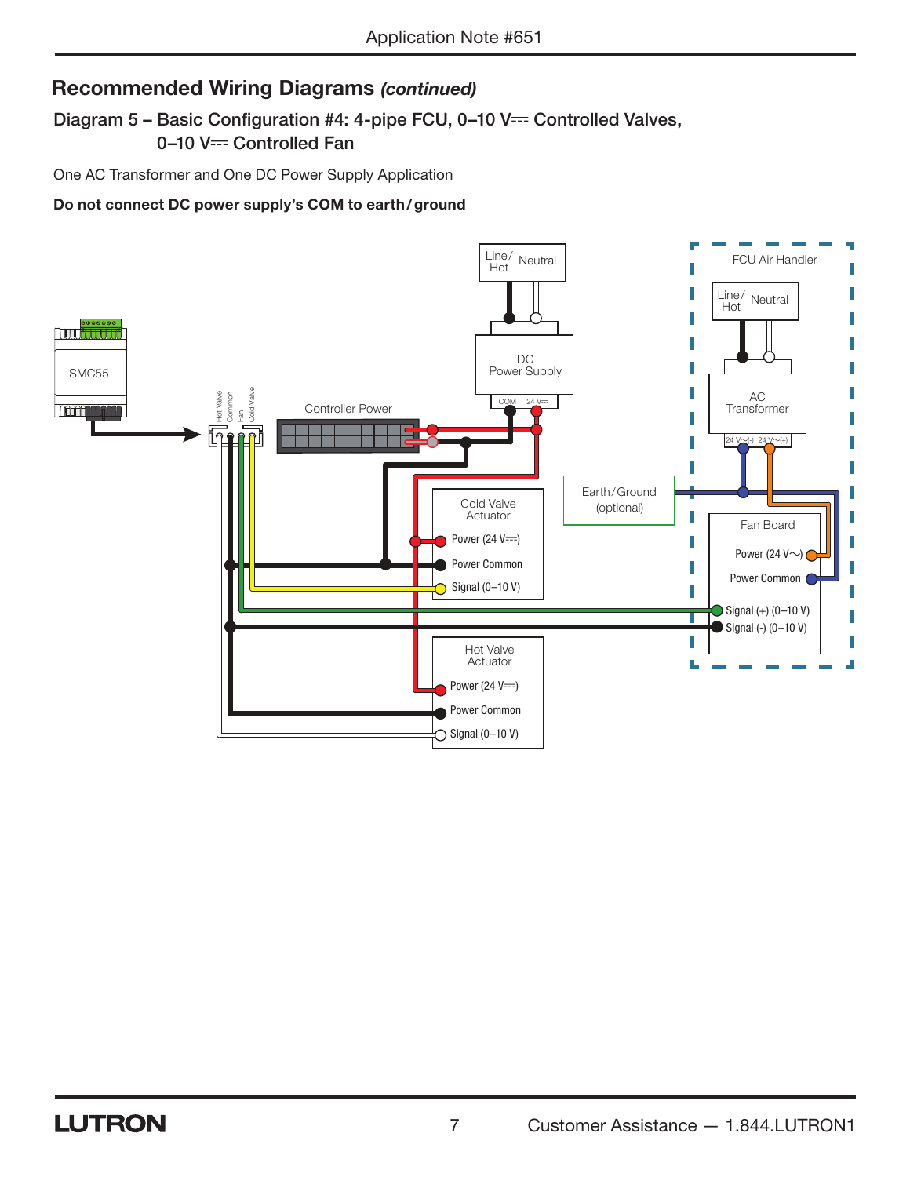## Recommended Wiring Diagrams *(continued)*

### Diagram 5 – Basic Configuration #4: 4-pipe FCU, 0–10 V⎓ Controlled Valves, 0–10 V⎓ Controlled Fan

One AC Transformer and One DC Power Supply Application

**Do not connect DC power supply's COM to earth/ground**

SMC55

Hot Valve
Common
Fan
Cold Valve

Controller Power

Line/Hot
Neutral

DC Power Supply
COM
24 V⎓

FCU Air Handler

Line/Hot
Neutral

AC Transformer
24 V~(-)
24 V~(+)

Earth/Ground (optional)

Cold Valve Actuator
Power (24 V⎓)
Power Common
Signal (0–10 V)

Fan Board
Power (24 V~)
Power Common
Signal (+) (0–10 V)
Signal (-) (0–10 V)

Hot Valve Actuator
Power (24 V⎓)
Power Common
Signal (0–10 V)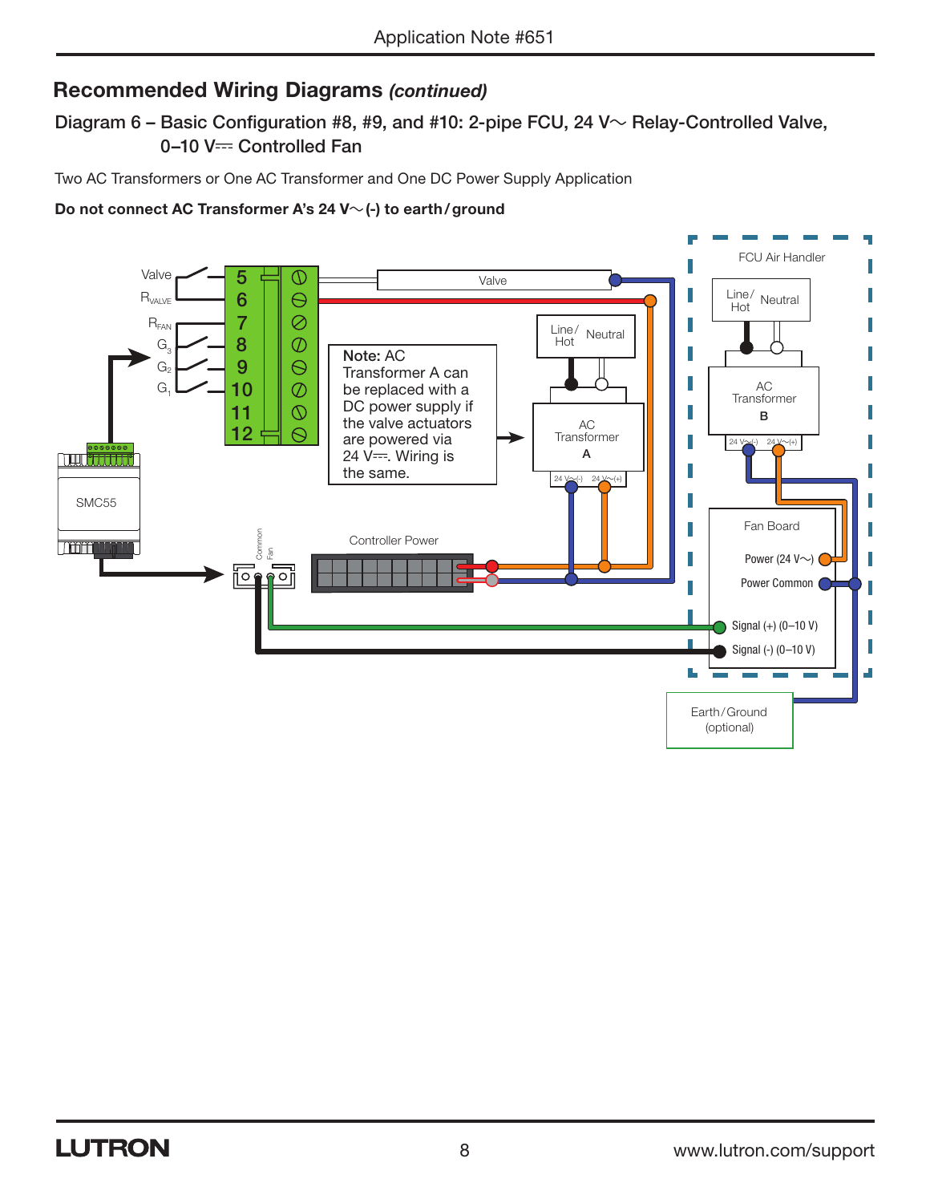## Recommended Wiring Diagrams *(continued)*

### Diagram 6 – Basic Configuration #8, #9, and #10: 2-pipe FCU, 24 V~ Relay-Controlled Valve, 0–10 V⎓ Controlled Fan

Two AC Transformers or One AC Transformer and One DC Power Supply Application

**Do not connect AC Transformer A's 24 V~ (-) to earth / ground**

Valve

$R_{VALVE}$

$R_{FAN}$

$G_3$

$G_2$

$G_1$

5 6 7 8 9 10 11 12

Valve

SMC55

Common

Fan

Controller Power

**Note:** AC Transformer A can be replaced with a DC power supply if the valve actuators are powered via 24 V⎓. Wiring is the same.

Line / Hot

Neutral

AC Transformer **A**

24 V~(-) 24 V~(+)

FCU Air Handler

Line / Hot

Neutral

AC Transformer **B**

24 V~(-) 24 V~(+)

Fan Board

Power (24 V~)

Power Common

Signal (+) (0–10 V)

Signal (-) (0–10 V)

Earth / Ground (optional)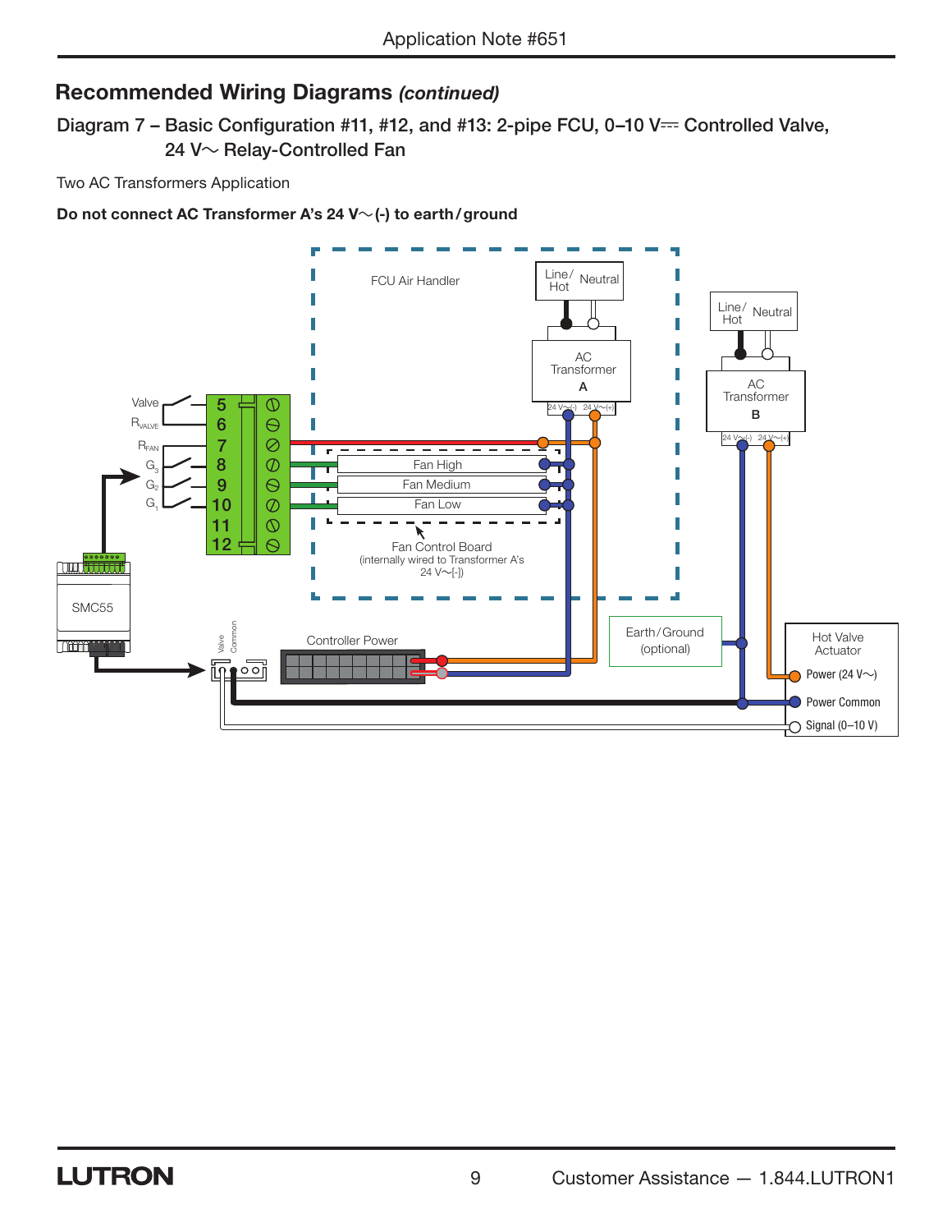## Recommended Wiring Diagrams *(continued)*

### Diagram 7 – Basic Configuration #11, #12, and #13: 2-pipe FCU, 0–10 V⎓ Controlled Valve, 24 V~ Relay-Controlled Fan

Two AC Transformers Application

**Do not connect AC Transformer A's 24 V~(-) to earth/ground**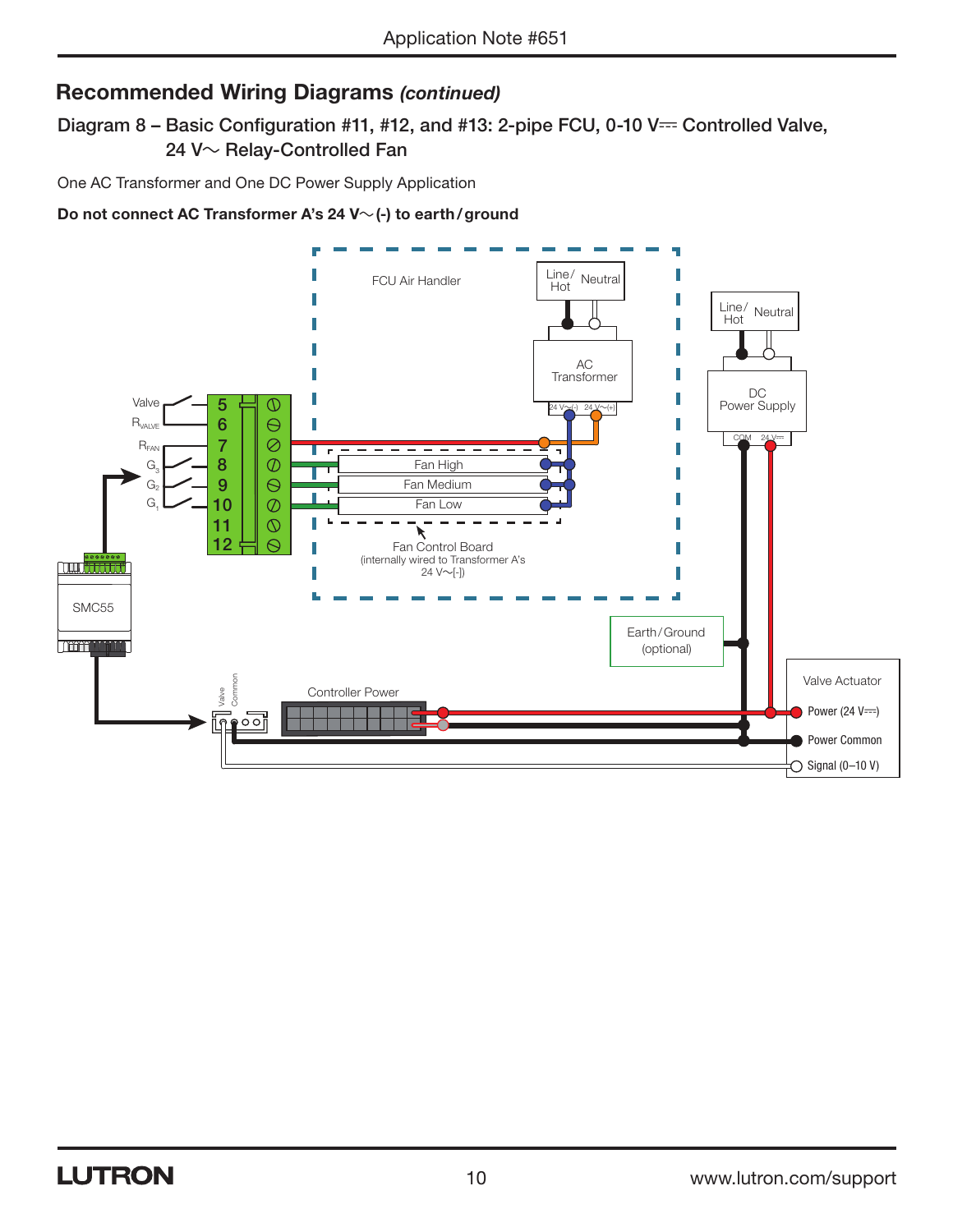## Recommended Wiring Diagrams *(continued)*

### Diagram 8 – Basic Configuration #11, #12, and #13: 2-pipe FCU, 0-10 V⎓ Controlled Valve, 24 V~ Relay-Controlled Fan

One AC Transformer and One DC Power Supply Application

**Do not connect AC Transformer A's 24 V~(-) to earth/ground**

FCU Air Handler

Line/Hot Neutral

AC Transformer

24 V~(-) 24 V~(+)

Line/Hot Neutral

DC Power Supply

COM 24 V⎓

Valve

$R_{VALVE}$

$R_{FAN}$

$G_3$

$G_2$

$G_1$

5
6
7
8
9
10
11
12

Fan High

Fan Medium

Fan Low

Fan Control Board (internally wired to Transformer A's 24 V~[-])

SMC55

Earth/Ground (optional)

Valve Actuator

Power (24 V⎓)

Power Common

Signal (0–10 V)

Valve

Common

Controller Power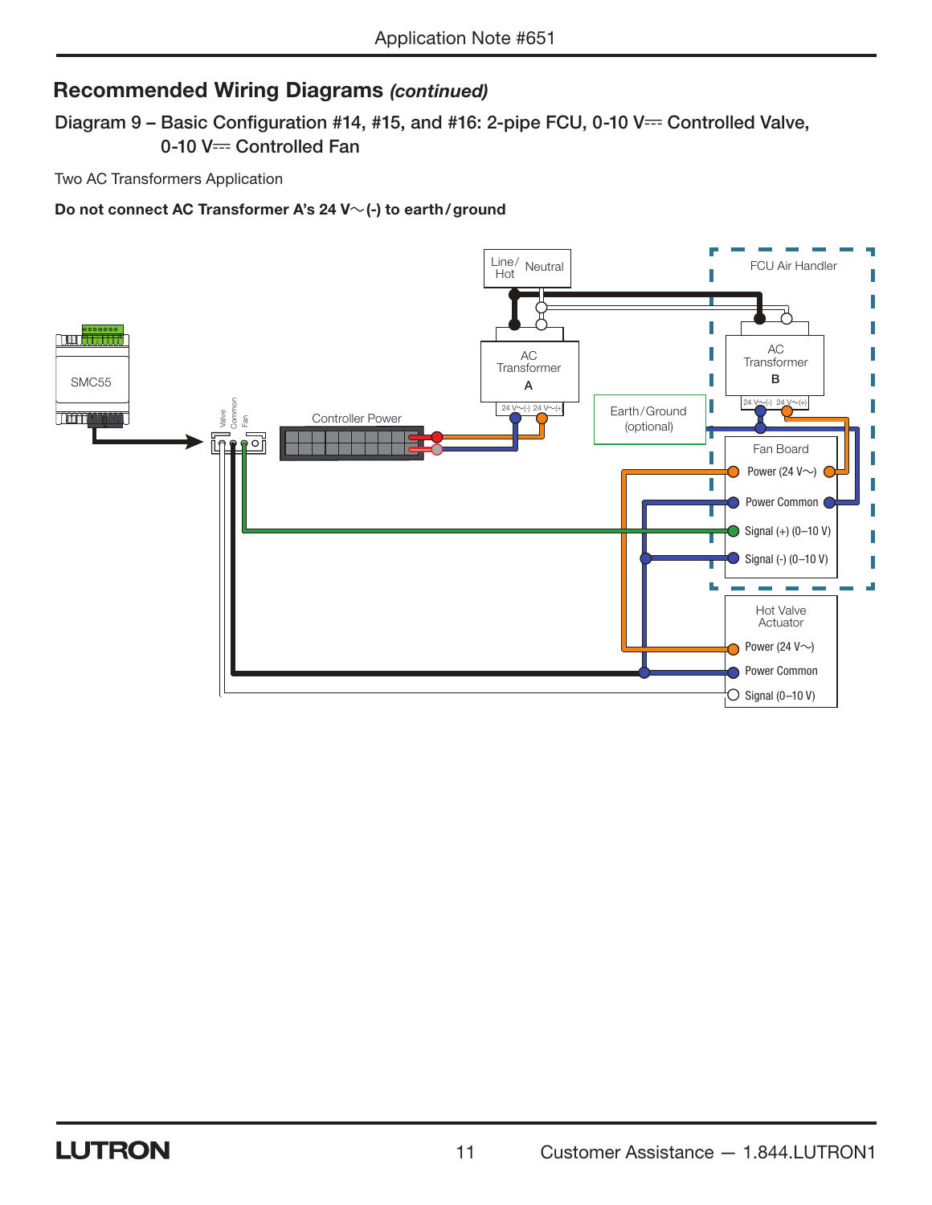## Recommended Wiring Diagrams *(continued)*

### Diagram 9 – Basic Configuration #14, #15, and #16: 2-pipe FCU, 0-10 V⎓ Controlled Valve, 0-10 V⎓ Controlled Fan

Two AC Transformers Application

**Do not connect AC Transformer A's 24 V∼(-) to earth/ground**

Line/Hot
Neutral
FCU Air Handler
AC Transformer A
AC Transformer B
24 V∼(-) 24 V∼(+)
SMC55
Valve Common Fan
Controller Power
Earth/Ground (optional)
Fan Board
Power (24 V∼)
Power Common
Signal (+) (0–10 V)
Signal (-) (0–10 V)
Hot Valve Actuator
Power (24 V∼)
Power Common
Signal (0–10 V)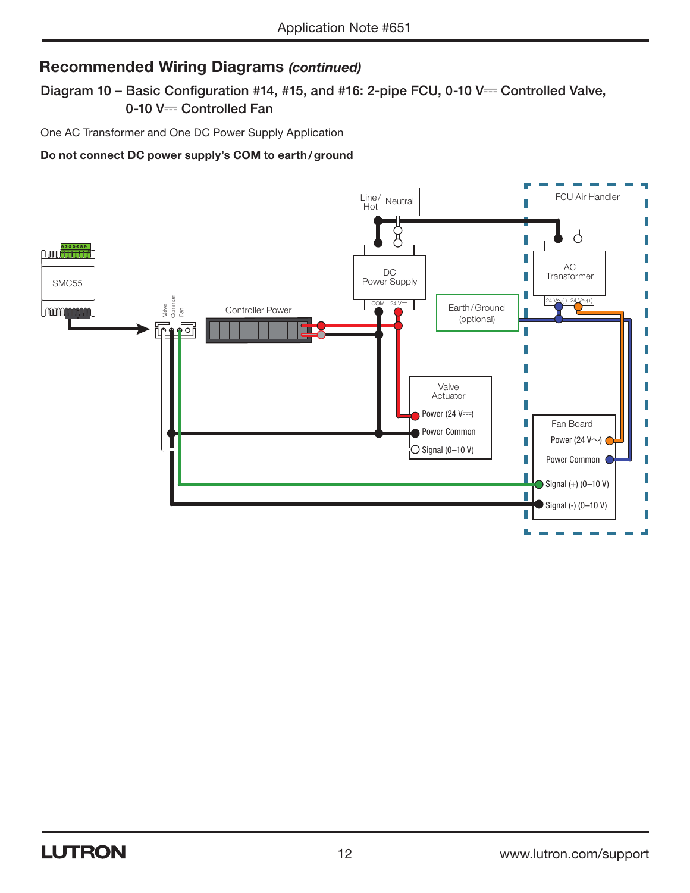## Recommended Wiring Diagrams *(continued)*

### Diagram 10 – Basic Configuration #14, #15, and #16: 2-pipe FCU, 0-10 V⎓ Controlled Valve, 0-10 V⎓ Controlled Fan

One AC Transformer and One DC Power Supply Application

**Do not connect DC power supply's COM to earth/ground**

SMC55

Valve Common Fan

Controller Power

Line/Hot Neutral

DC Power Supply

COM 24 V⎓

Earth/Ground (optional)

FCU Air Handler

AC Transformer

24 V~(-) 24 V~(+)

Valve Actuator

Power (24 V⎓)

Power Common

Signal (0–10 V)

Fan Board

Power (24 V~)

Power Common

Signal (+) (0–10 V)

Signal (-) (0–10 V)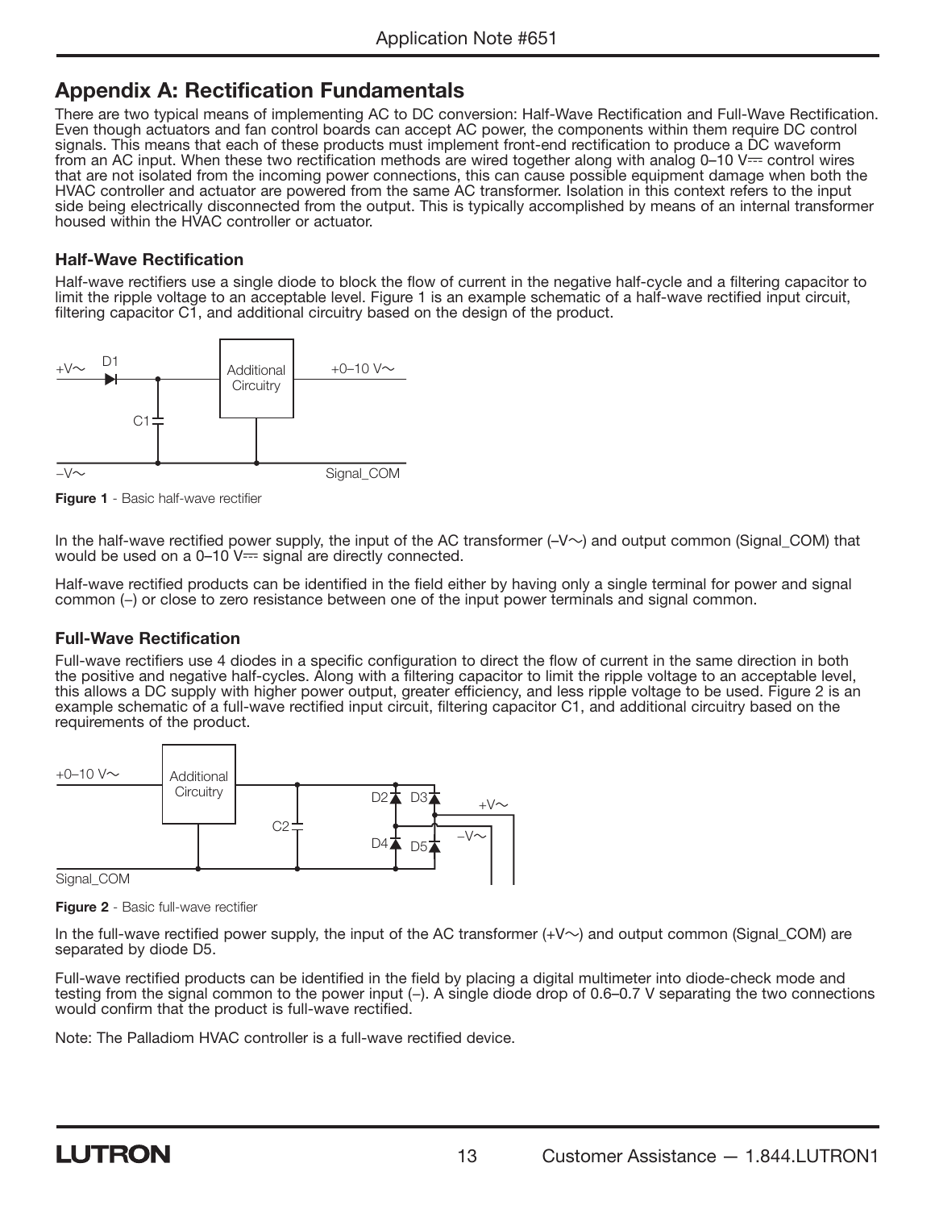## Appendix A: Rectification Fundamentals

There are two typical means of implementing AC to DC conversion: Half-Wave Rectification and Full-Wave Rectification. Even though actuators and fan control boards can accept AC power, the components within them require DC control signals. This means that each of these products must implement front-end rectification to produce a DC waveform from an AC input. When these two rectification methods are wired together along with analog 0–10 V⎓ control wires that are not isolated from the incoming power connections, this can cause possible equipment damage when both the HVAC controller and actuator are powered from the same AC transformer. Isolation in this context refers to the input side being electrically disconnected from the output. This is typically accomplished by means of an internal transformer housed within the HVAC controller or actuator.

### Half-Wave Rectification

Half-wave rectifiers use a single diode to block the flow of current in the negative half-cycle and a filtering capacitor to limit the ripple voltage to an acceptable level. Figure 1 is an example schematic of a half-wave rectified input circuit, filtering capacitor C1, and additional circuitry based on the design of the product.

**Figure 1** - Basic half-wave rectifier

In the half-wave rectified power supply, the input of the AC transformer (–V∼) and output common (Signal_COM) that would be used on a 0–10 V⎓ signal are directly connected.

Half-wave rectified products can be identified in the field either by having only a single terminal for power and signal common (–) or close to zero resistance between one of the input power terminals and signal common.

### Full-Wave Rectification

Full-wave rectifiers use 4 diodes in a specific configuration to direct the flow of current in the same direction in both the positive and negative half-cycles. Along with a filtering capacitor to limit the ripple voltage to an acceptable level, this allows a DC supply with higher power output, greater efficiency, and less ripple voltage to be used. Figure 2 is an example schematic of a full-wave rectified input circuit, filtering capacitor C1, and additional circuitry based on the requirements of the product.

**Figure 2** - Basic full-wave rectifier

In the full-wave rectified power supply, the input of the AC transformer (+V∼) and output common (Signal_COM) are separated by diode D5.

Full-wave rectified products can be identified in the field by placing a digital multimeter into diode-check mode and testing from the signal common to the power input (–). A single diode drop of 0.6–0.7 V separating the two connections would confirm that the product is full-wave rectified.

Note: The Palladiom HVAC controller is a full-wave rectified device.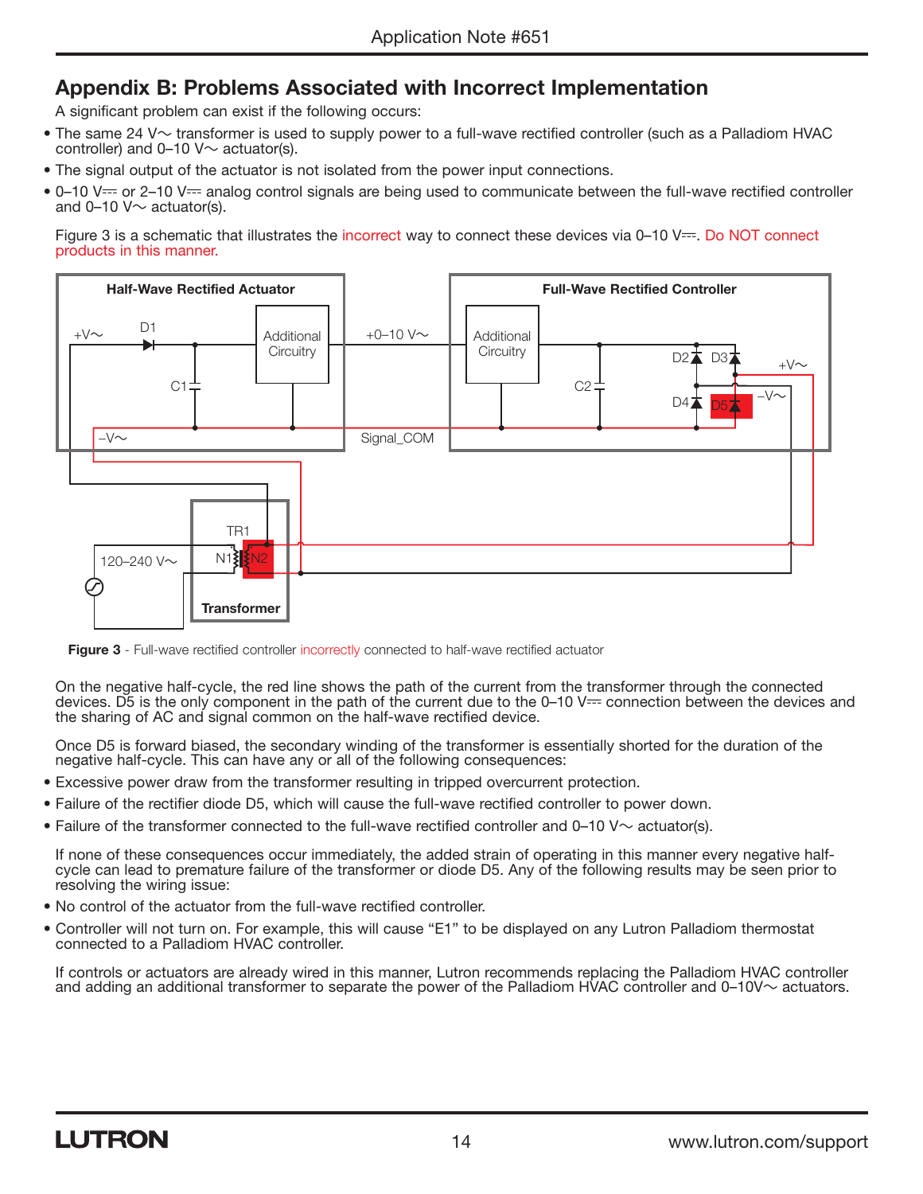## Appendix B: Problems Associated with Incorrect Implementation

A significant problem can exist if the following occurs:

- The same 24 V~ transformer is used to supply power to a full-wave rectified controller (such as a Palladiom HVAC controller) and 0–10 V~ actuator(s).
- The signal output of the actuator is not isolated from the power input connections.
- 0–10 V⎓ or 2–10 V⎓ analog control signals are being used to communicate between the full-wave rectified controller and 0–10 V~ actuator(s).

Figure 3 is a schematic that illustrates the incorrect way to connect these devices via 0–10 V⎓. Do NOT connect products in this manner.

**Figure 3** - Full-wave rectified controller incorrectly connected to half-wave rectified actuator

On the negative half-cycle, the red line shows the path of the current from the transformer through the connected devices. D5 is the only component in the path of the current due to the 0–10 V⎓ connection between the devices and the sharing of AC and signal common on the half-wave rectified device.

Once D5 is forward biased, the secondary winding of the transformer is essentially shorted for the duration of the negative half-cycle. This can have any or all of the following consequences:

- Excessive power draw from the transformer resulting in tripped overcurrent protection.
- Failure of the rectifier diode D5, which will cause the full-wave rectified controller to power down.
- Failure of the transformer connected to the full-wave rectified controller and 0–10 V~ actuator(s).

If none of these consequences occur immediately, the added strain of operating in this manner every negative half-cycle can lead to premature failure of the transformer or diode D5. Any of the following results may be seen prior to resolving the wiring issue:

- No control of the actuator from the full-wave rectified controller.
- Controller will not turn on. For example, this will cause "E1" to be displayed on any Lutron Palladiom thermostat connected to a Palladiom HVAC controller.

If controls or actuators are already wired in this manner, Lutron recommends replacing the Palladiom HVAC controller and adding an additional transformer to separate the power of the Palladiom HVAC controller and 0–10V~ actuators.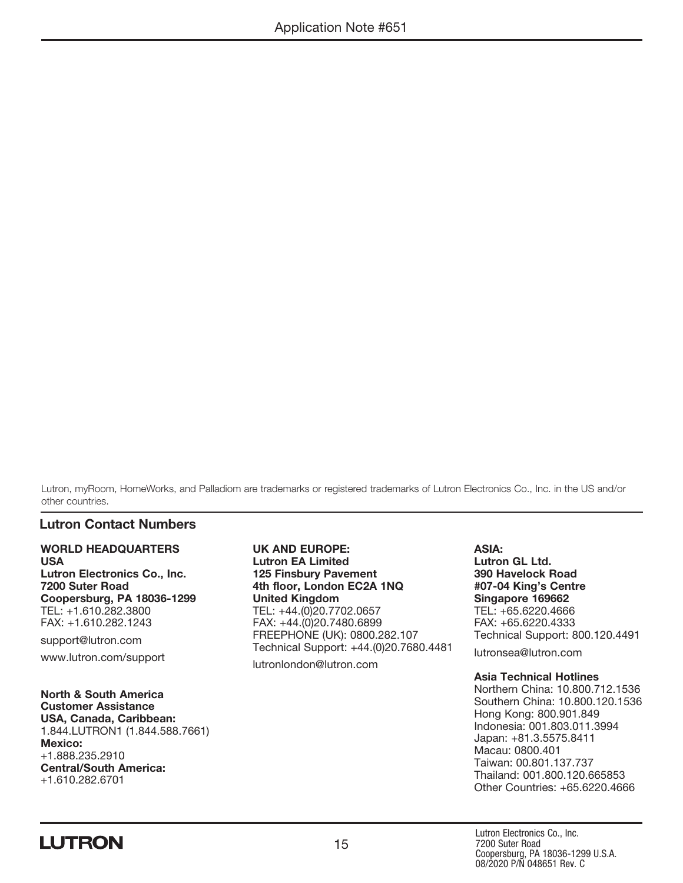Lutron, myRoom, HomeWorks, and Palladiom are trademarks or registered trademarks of Lutron Electronics Co., Inc. in the US and/or other countries.

## Lutron Contact Numbers

**WORLD HEADQUARTERS**
**USA**
**Lutron Electronics Co., Inc.**
**7200 Suter Road**
**Coopersburg, PA 18036-1299**
TEL: +1.610.282.3800
FAX: +1.610.282.1243

support@lutron.com

www.lutron.com/support

**North & South America**
**Customer Assistance**
**USA, Canada, Caribbean:**
1.844.LUTRON1 (1.844.588.7661)
**Mexico:**
+1.888.235.2910
**Central/South America:**
+1.610.282.6701

**UK AND EUROPE:**
**Lutron EA Limited**
**125 Finsbury Pavement**
**4th floor, London EC2A 1NQ**
**United Kingdom**
TEL: +44.(0)20.7702.0657
FAX: +44.(0)20.7480.6899
FREEPHONE (UK): 0800.282.107
Technical Support: +44.(0)20.7680.4481

lutronlondon@lutron.com

**ASIA:**
**Lutron GL Ltd.**
**390 Havelock Road**
**#07-04 King's Centre**
**Singapore 169662**
TEL: +65.6220.4666
FAX: +65.6220.4333
Technical Support: 800.120.4491

lutronsea@lutron.com

**Asia Technical Hotlines**
Northern China: 10.800.712.1536
Southern China: 10.800.120.1536
Hong Kong: 800.901.849
Indonesia: 001.803.011.3994
Japan: +81.3.5575.8411
Macau: 0800.401
Taiwan: 00.801.137.737
Thailand: 001.800.120.665853
Other Countries: +65.6220.4666

LUTRON

Lutron Electronics Co., Inc.
7200 Suter Road
Coopersburg, PA 18036-1299 U.S.A.
08/2020 P/N 048651 Rev. C